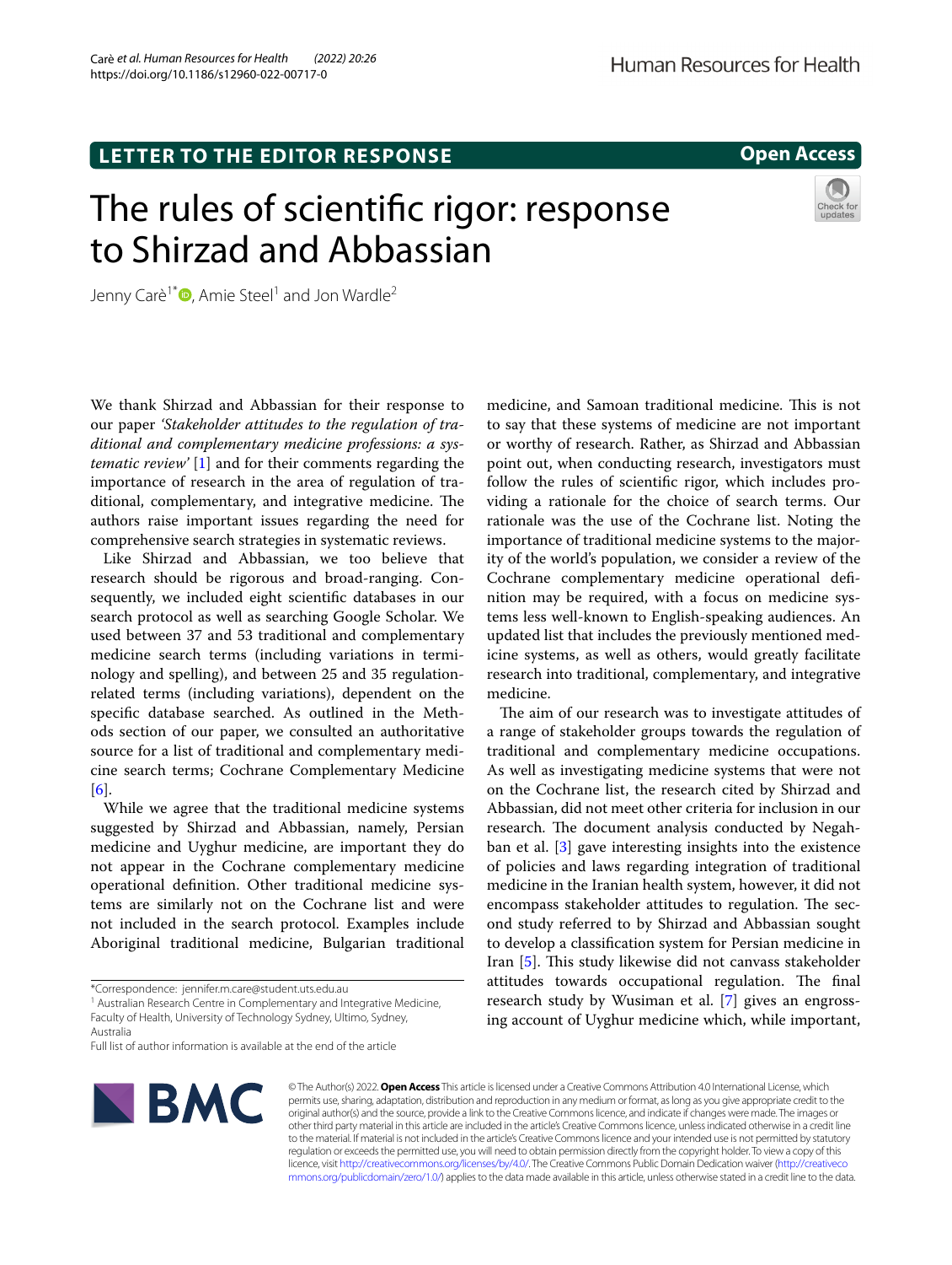**LETTER TO THE EDITOR RESPONSE**

**Open Access**

# The rules of scientific rigor: response to Shirzad and Abbassian

Jenny Carè[1*], Amie Steel[1] and Jon Wardle[2]

We thank Shirzad and Abbassian for their response to our paper *'Stakeholder attitudes to the regulation of traditional and complementary medicine professions: a systematic review'* [1] and for their comments regarding the importance of research in the area of regulation of traditional, complementary, and integrative medicine. The authors raise important issues regarding the need for comprehensive search strategies in systematic reviews.

Like Shirzad and Abbassian, we too believe that research should be rigorous and broad-ranging. Consequently, we included eight scientific databases in our search protocol as well as searching Google Scholar. We used between 37 and 53 traditional and complementary medicine search terms (including variations in terminology and spelling), and between 25 and 35 regulation-related terms (including variations), dependent on the specific database searched. As outlined in the Methods section of our paper, we consulted an authoritative source for a list of traditional and complementary medicine search terms; Cochrane Complementary Medicine [6].

While we agree that the traditional medicine systems suggested by Shirzad and Abbassian, namely, Persian medicine and Uyghur medicine, are important they do not appear in the Cochrane complementary medicine operational definition. Other traditional medicine systems are similarly not on the Cochrane list and were not included in the search protocol. Examples include Aboriginal traditional medicine, Bulgarian traditional medicine, and Samoan traditional medicine. This is not to say that these systems of medicine are not important or worthy of research. Rather, as Shirzad and Abbassian point out, when conducting research, investigators must follow the rules of scientific rigor, which includes providing a rationale for the choice of search terms. Our rationale was the use of the Cochrane list. Noting the importance of traditional medicine systems to the majority of the world's population, we consider a review of the Cochrane complementary medicine operational definition may be required, with a focus on medicine systems less well-known to English-speaking audiences. An updated list that includes the previously mentioned medicine systems, as well as others, would greatly facilitate research into traditional, complementary, and integrative medicine.

The aim of our research was to investigate attitudes of a range of stakeholder groups towards the regulation of traditional and complementary medicine occupations. As well as investigating medicine systems that were not on the Cochrane list, the research cited by Shirzad and Abbassian, did not meet other criteria for inclusion in our research. The document analysis conducted by Negahban et al. [3] gave interesting insights into the existence of policies and laws regarding integration of traditional medicine in the Iranian health system, however, it did not encompass stakeholder attitudes to regulation. The second study referred to by Shirzad and Abbassian sought to develop a classification system for Persian medicine in Iran [5]. This study likewise did not canvass stakeholder attitudes towards occupational regulation. The final research study by Wusiman et al. [7] gives an engrossing account of Uyghur medicine which, while important,

*Correspondence: jennifer.m.care@student.uts.edu.au
[1] Australian Research Centre in Complementary and Integrative Medicine, Faculty of Health, University of Technology Sydney, Ultimo, Sydney, Australia
Full list of author information is available at the end of the article

© The Author(s) 2022. **Open Access** This article is licensed under a Creative Commons Attribution 4.0 International License, which permits use, sharing, adaptation, distribution and reproduction in any medium or format, as long as you give appropriate credit to the original author(s) and the source, provide a link to the Creative Commons licence, and indicate if changes were made. The images or other third party material in this article are included in the article's Creative Commons licence, unless indicated otherwise in a credit line to the material. If material is not included in the article's Creative Commons licence and your intended use is not permitted by statutory regulation or exceeds the permitted use, you will need to obtain permission directly from the copyright holder. To view a copy of this licence, visit http://creativecommons.org/licenses/by/4.0/. The Creative Commons Public Domain Dedication waiver (http://creativecommons.org/publicdomain/zero/1.0/) applies to the data made available in this article, unless otherwise stated in a credit line to the data.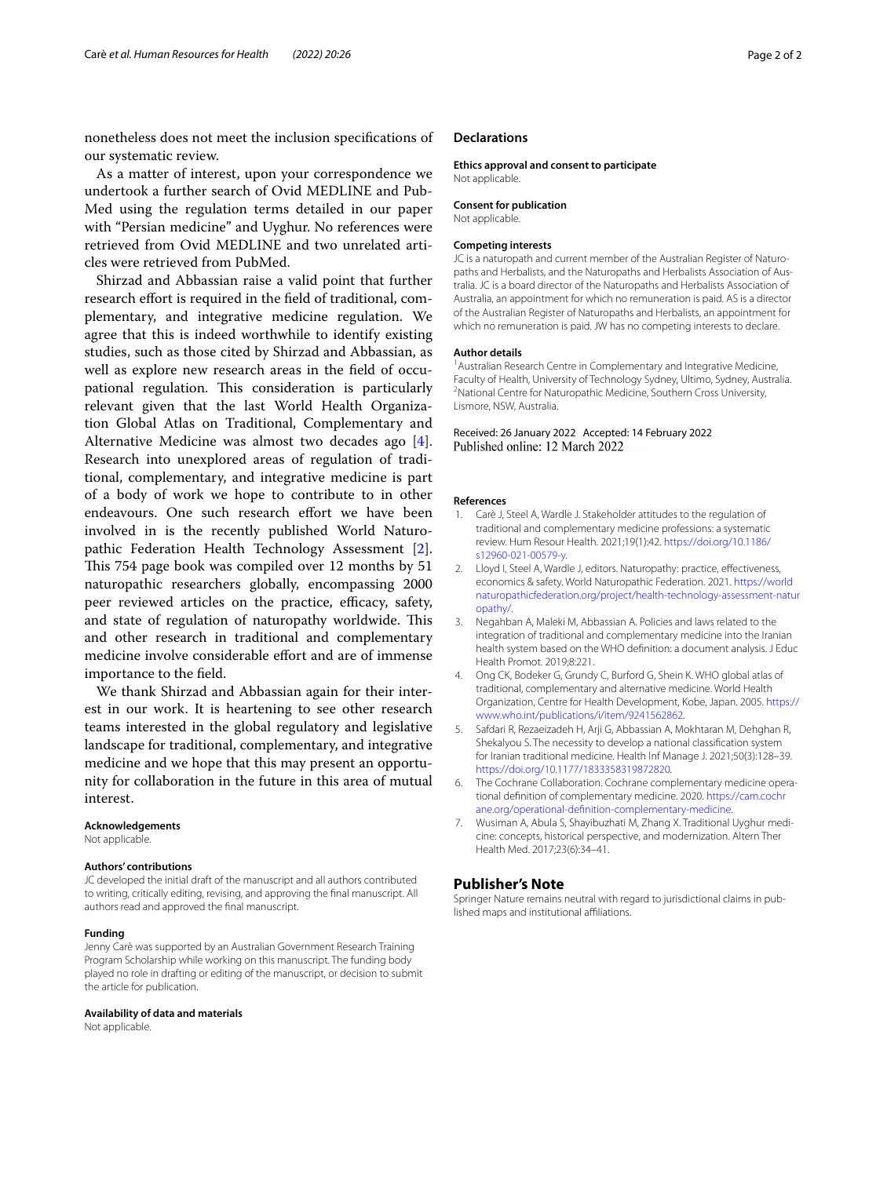nonetheless does not meet the inclusion specifications of our systematic review.

As a matter of interest, upon your correspondence we undertook a further search of Ovid MEDLINE and PubMed using the regulation terms detailed in our paper with "Persian medicine" and Uyghur. No references were retrieved from Ovid MEDLINE and two unrelated articles were retrieved from PubMed.

Shirzad and Abbassian raise a valid point that further research effort is required in the field of traditional, complementary, and integrative medicine regulation. We agree that this is indeed worthwhile to identify existing studies, such as those cited by Shirzad and Abbassian, as well as explore new research areas in the field of occupational regulation. This consideration is particularly relevant given that the last World Health Organization Global Atlas on Traditional, Complementary and Alternative Medicine was almost two decades ago [4]. Research into unexplored areas of regulation of traditional, complementary, and integrative medicine is part of a body of work we hope to contribute to in other endeavours. One such research effort we have been involved in is the recently published World Naturopathic Federation Health Technology Assessment [2]. This 754 page book was compiled over 12 months by 51 naturopathic researchers globally, encompassing 2000 peer reviewed articles on the practice, efficacy, safety, and state of regulation of naturopathy worldwide. This and other research in traditional and complementary medicine involve considerable effort and are of immense importance to the field.

We thank Shirzad and Abbassian again for their interest in our work. It is heartening to see other research teams interested in the global regulatory and legislative landscape for traditional, complementary, and integrative medicine and we hope that this may present an opportunity for collaboration in the future in this area of mutual interest.

#### Acknowledgements
Not applicable.

#### Authors' contributions
JC developed the initial draft of the manuscript and all authors contributed to writing, critically editing, revising, and approving the final manuscript. All authors read and approved the final manuscript.

#### Funding
Jenny Carè was supported by an Australian Government Research Training Program Scholarship while working on this manuscript. The funding body played no role in drafting or editing of the manuscript, or decision to submit the article for publication.

#### Availability of data and materials
Not applicable.

## Declarations

#### Ethics approval and consent to participate
Not applicable.

#### Consent for publication
Not applicable.

#### Competing interests
JC is a naturopath and current member of the Australian Register of Naturopaths and Herbalists, and the Naturopaths and Herbalists Association of Australia. JC is a board director of the Naturopaths and Herbalists Association of Australia, an appointment for which no remuneration is paid. AS is a director of the Australian Register of Naturopaths and Herbalists, an appointment for which no remuneration is paid. JW has no competing interests to declare.

#### Author details
[1] Australian Research Centre in Complementary and Integrative Medicine, Faculty of Health, University of Technology Sydney, Ultimo, Sydney, Australia. [2] National Centre for Naturopathic Medicine, Southern Cross University, Lismore, NSW, Australia.

Received: 26 January 2022 Accepted: 14 February 2022
Published online: 12 March 2022

#### References
1. Carè J, Steel A, Wardle J. Stakeholder attitudes to the regulation of traditional and complementary medicine professions: a systematic review. Hum Resour Health. 2021;19(1):42. https://doi.org/10.1186/s12960-021-00579-y.
2. Lloyd I, Steel A, Wardle J, editors. Naturopathy: practice, effectiveness, economics & safety. World Naturopathic Federation. 2021. https://worldnaturopathicfederation.org/project/health-technology-assessment-naturopathy/.
3. Negahban A, Maleki M, Abbassian A. Policies and laws related to the integration of traditional and complementary medicine into the Iranian health system based on the WHO definition: a document analysis. J Educ Health Promot. 2019;8:221.
4. Ong CK, Bodeker G, Grundy C, Burford G, Shein K. WHO global atlas of traditional, complementary and alternative medicine. World Health Organization, Centre for Health Development, Kobe, Japan. 2005. https://www.who.int/publications/i/item/9241562862.
5. Safdari R, Rezaeizadeh H, Arji G, Abbassian A, Mokhtaran M, Dehghan R, Shekalyou S. The necessity to develop a national classification system for Iranian traditional medicine. Health Inf Manage J. 2021;50(3):128–39. https://doi.org/10.1177/1833358319872820.
6. The Cochrane Collaboration. Cochrane complementary medicine operational definition of complementary medicine. 2020. https://cam.cochrane.org/operational-definition-complementary-medicine.
7. Wusiman A, Abula S, Shayibuzhati M, Zhang X. Traditional Uyghur medicine: concepts, historical perspective, and modernization. Altern Ther Health Med. 2017;23(6):34–41.

## Publisher's Note
Springer Nature remains neutral with regard to jurisdictional claims in published maps and institutional affiliations.